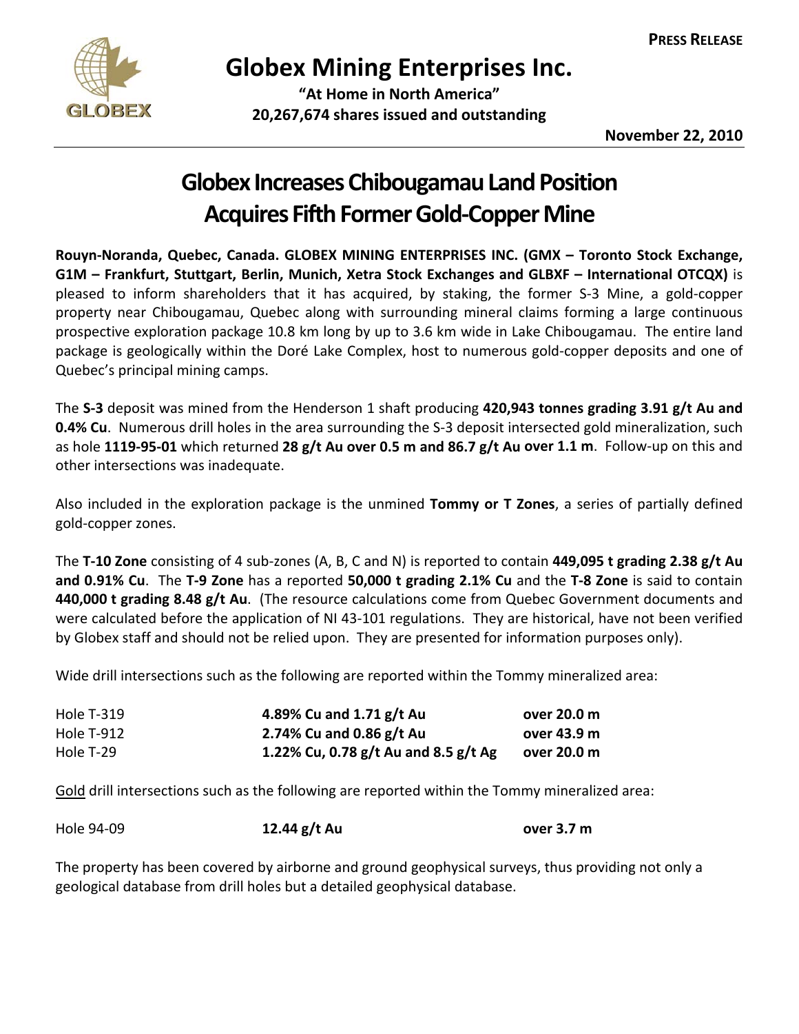**PRESS RELEASE**

# Globex Mining Enterprises Inc.

**"At Home in North America"**
**20,267,674 shares issued and outstanding**

**November 22, 2010**

## Globex Increases Chibougamau Land Position Acquires Fifth Former Gold-Copper Mine

**Rouyn-Noranda, Quebec, Canada. GLOBEX MINING ENTERPRISES INC. (GMX – Toronto Stock Exchange, G1M – Frankfurt, Stuttgart, Berlin, Munich, Xetra Stock Exchanges and GLBXF – International OTCQX)** is pleased to inform shareholders that it has acquired, by staking, the former S-3 Mine, a gold-copper property near Chibougamau, Quebec along with surrounding mineral claims forming a large continuous prospective exploration package 10.8 km long by up to 3.6 km wide in Lake Chibougamau. The entire land package is geologically within the Doré Lake Complex, host to numerous gold-copper deposits and one of Quebec's principal mining camps.

The **S-3** deposit was mined from the Henderson 1 shaft producing **420,943 tonnes grading 3.91 g/t Au and 0.4% Cu**. Numerous drill holes in the area surrounding the S-3 deposit intersected gold mineralization, such as hole **1119-95-01** which returned **28 g/t Au over 0.5 m and 86.7 g/t Au over 1.1 m**. Follow-up on this and other intersections was inadequate.

Also included in the exploration package is the unmined **Tommy or T Zones**, a series of partially defined gold-copper zones.

The **T-10 Zone** consisting of 4 sub-zones (A, B, C and N) is reported to contain **449,095 t grading 2.38 g/t Au and 0.91% Cu**. The **T-9 Zone** has a reported **50,000 t grading 2.1% Cu** and the **T-8 Zone** is said to contain **440,000 t grading 8.48 g/t Au**. (The resource calculations come from Quebec Government documents and were calculated before the application of NI 43-101 regulations. They are historical, have not been verified by Globex staff and should not be relied upon. They are presented for information purposes only).

Wide drill intersections such as the following are reported within the Tommy mineralized area:

| | | |
|---|---|---|
| Hole T-319 | **4.89% Cu and 1.71 g/t Au** | **over 20.0 m** |
| Hole T-912 | **2.74% Cu and 0.86 g/t Au** | **over 43.9 m** |
| Hole T-29 | **1.22% Cu, 0.78 g/t Au and 8.5 g/t Ag** | **over 20.0 m** |

<u>Gold</u> drill intersections such as the following are reported within the Tommy mineralized area:

| | | |
|---|---|---|
| Hole 94-09 | **12.44 g/t Au** | **over 3.7 m** |

The property has been covered by airborne and ground geophysical surveys, thus providing not only a geological database from drill holes but a detailed geophysical database.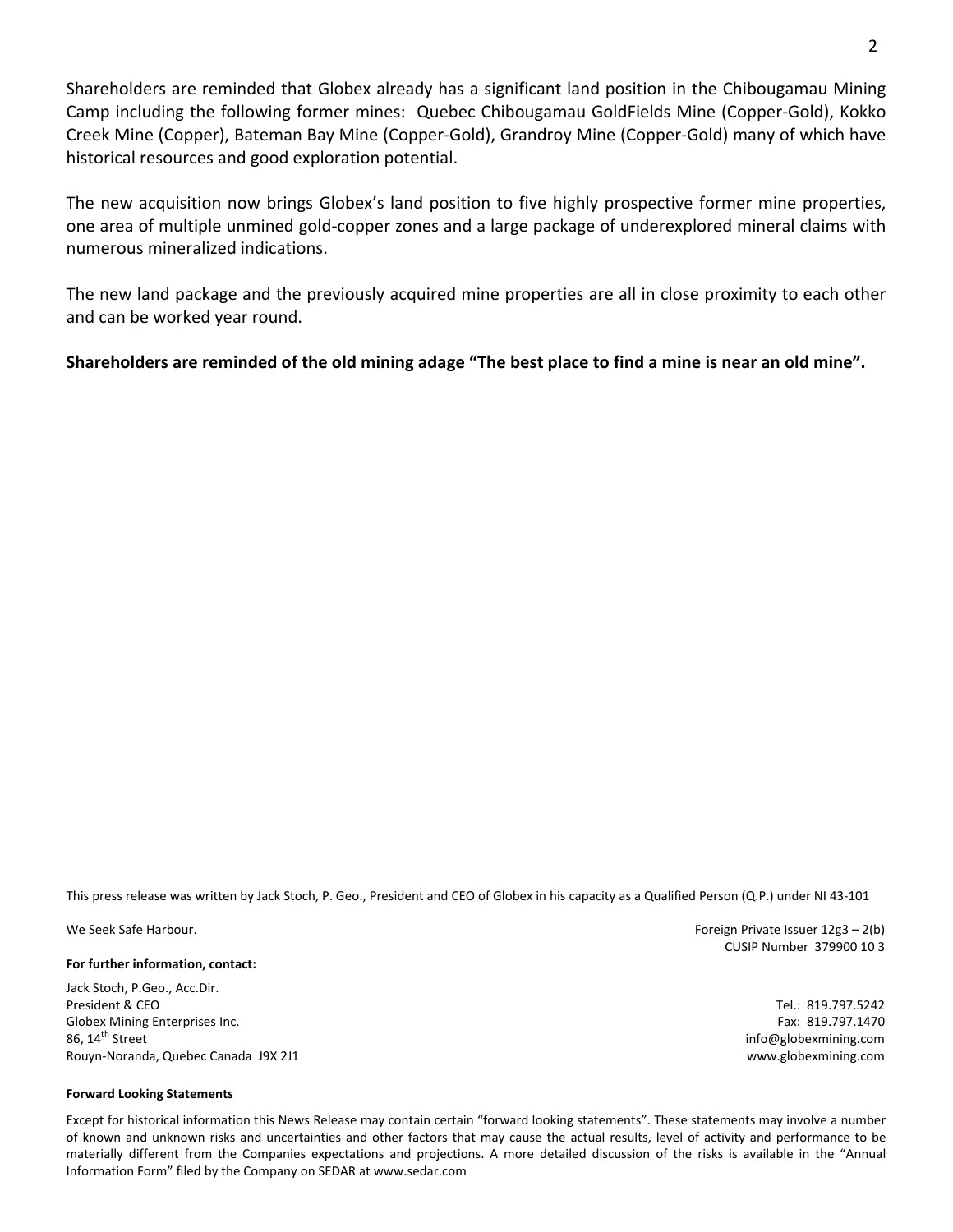Shareholders are reminded that Globex already has a significant land position in the Chibougamau Mining Camp including the following former mines: Quebec Chibougamau GoldFields Mine (Copper-Gold), Kokko Creek Mine (Copper), Bateman Bay Mine (Copper-Gold), Grandroy Mine (Copper-Gold) many of which have historical resources and good exploration potential.

The new acquisition now brings Globex's land position to five highly prospective former mine properties, one area of multiple unmined gold-copper zones and a large package of underexplored mineral claims with numerous mineralized indications.

The new land package and the previously acquired mine properties are all in close proximity to each other and can be worked year round.

**Shareholders are reminded of the old mining adage "The best place to find a mine is near an old mine".**

This press release was written by Jack Stoch, P. Geo., President and CEO of Globex in his capacity as a Qualified Person (Q.P.) under NI 43-101

We Seek Safe Harbour.

Foreign Private Issuer 12g3 – 2(b)
CUSIP Number 379900 10 3

**For further information, contact:**

Jack Stoch, P.Geo., Acc.Dir.
President & CEO
Globex Mining Enterprises Inc.
86, 14th Street
Rouyn-Noranda, Quebec Canada J9X 2J1

Tel.: 819.797.5242
Fax: 819.797.1470
info@globexmining.com
www.globexmining.com

**Forward Looking Statements**

Except for historical information this News Release may contain certain "forward looking statements". These statements may involve a number of known and unknown risks and uncertainties and other factors that may cause the actual results, level of activity and performance to be materially different from the Companies expectations and projections. A more detailed discussion of the risks is available in the "Annual Information Form" filed by the Company on SEDAR at www.sedar.com